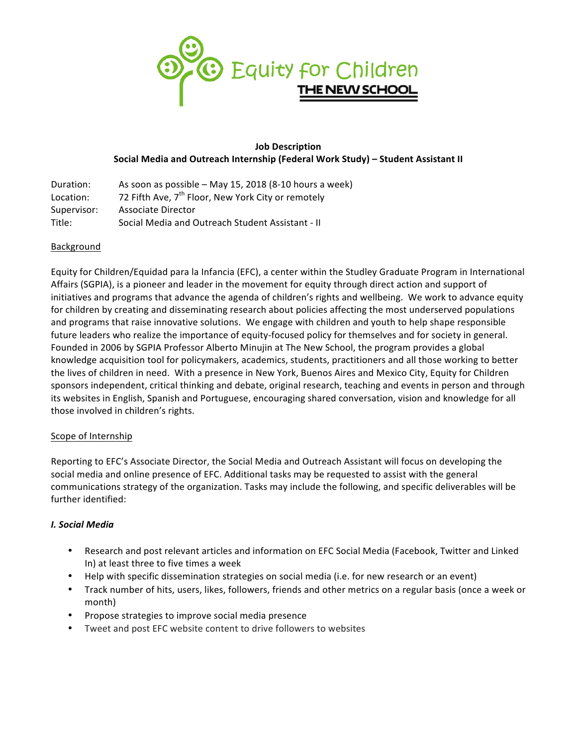Equity for Children
THE NEW SCHOOL

**Job Description**
**Social Media and Outreach Internship (Federal Work Study) – Student Assistant II**

Duration: As soon as possible – May 15, 2018 (8-10 hours a week)
Location: 72 Fifth Ave, 7th Floor, New York City or remotely
Supervisor: Associate Director
Title: Social Media and Outreach Student Assistant - II

## Background

Equity for Children/Equidad para la Infancia (EFC), a center within the Studley Graduate Program in International Affairs (SGPIA), is a pioneer and leader in the movement for equity through direct action and support of initiatives and programs that advance the agenda of children's rights and wellbeing. We work to advance equity for children by creating and disseminating research about policies affecting the most underserved populations and programs that raise innovative solutions. We engage with children and youth to help shape responsible future leaders who realize the importance of equity-focused policy for themselves and for society in general. Founded in 2006 by SGPIA Professor Alberto Minujin at The New School, the program provides a global knowledge acquisition tool for policymakers, academics, students, practitioners and all those working to better the lives of children in need. With a presence in New York, Buenos Aires and Mexico City, Equity for Children sponsors independent, critical thinking and debate, original research, teaching and events in person and through its websites in English, Spanish and Portuguese, encouraging shared conversation, vision and knowledge for all those involved in children's rights.

## Scope of Internship

Reporting to EFC's Associate Director, the Social Media and Outreach Assistant will focus on developing the social media and online presence of EFC. Additional tasks may be requested to assist with the general communications strategy of the organization. Tasks may include the following, and specific deliverables will be further identified:

### *I. Social Media*

- Research and post relevant articles and information on EFC Social Media (Facebook, Twitter and Linked In) at least three to five times a week
- Help with specific dissemination strategies on social media (i.e. for new research or an event)
- Track number of hits, users, likes, followers, friends and other metrics on a regular basis (once a week or month)
- Propose strategies to improve social media presence
- Tweet and post EFC website content to drive followers to websites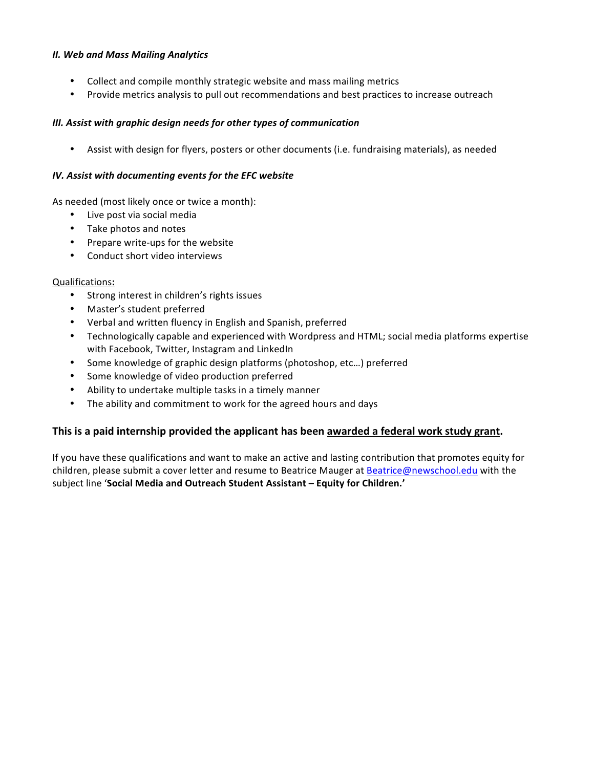***II. Web and Mass Mailing Analytics***

- Collect and compile monthly strategic website and mass mailing metrics
- Provide metrics analysis to pull out recommendations and best practices to increase outreach

***III. Assist with graphic design needs for other types of communication***

- Assist with design for flyers, posters or other documents (i.e. fundraising materials), as needed

***IV. Assist with documenting events for the EFC website***

As needed (most likely once or twice a month):

- Live post via social media
- Take photos and notes
- Prepare write-ups for the website
- Conduct short video interviews

<u>Qualifications</u>**:**

- Strong interest in children's rights issues
- Master's student preferred
- Verbal and written fluency in English and Spanish, preferred
- Technologically capable and experienced with Wordpress and HTML; social media platforms expertise with Facebook, Twitter, Instagram and LinkedIn
- Some knowledge of graphic design platforms (photoshop, etc…) preferred
- Some knowledge of video production preferred
- Ability to undertake multiple tasks in a timely manner
- The ability and commitment to work for the agreed hours and days

**This is a paid internship provided the applicant has been <u>awarded a federal work study grant</u>.**

If you have these qualifications and want to make an active and lasting contribution that promotes equity for children, please submit a cover letter and resume to Beatrice Mauger at Beatrice@newschool.edu with the subject line '**Social Media and Outreach Student Assistant – Equity for Children.'**